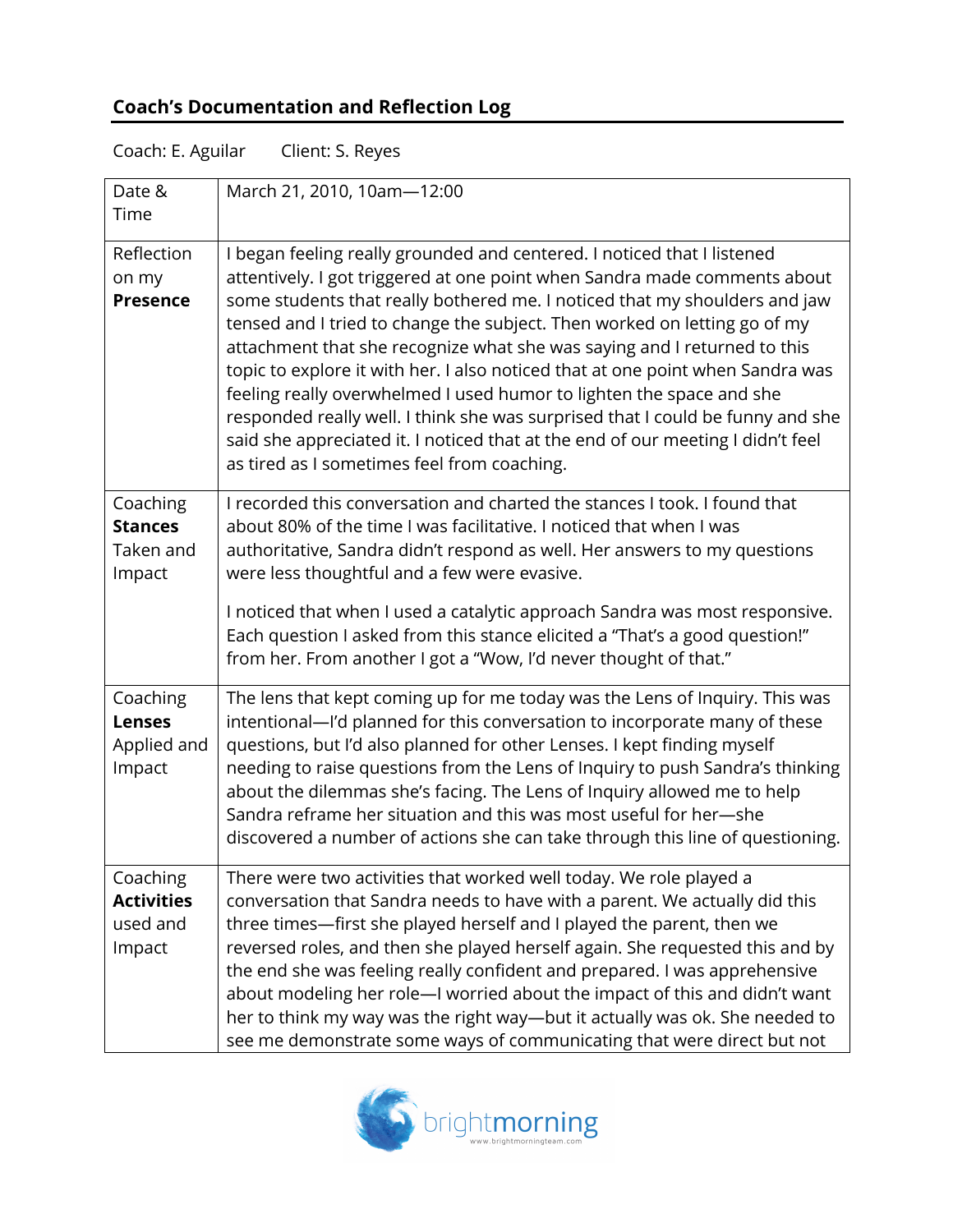## Coach's Documentation and Reflection Log

Coach: E. Aguilar      Client: S. Reyes

| | |
|---|---|
| Date & Time | March 21, 2010, 10am—12:00 |
| Reflection on my **Presence** | I began feeling really grounded and centered. I noticed that I listened attentively. I got triggered at one point when Sandra made comments about some students that really bothered me. I noticed that my shoulders and jaw tensed and I tried to change the subject. Then worked on letting go of my attachment that she recognize what she was saying and I returned to this topic to explore it with her. I also noticed that at one point when Sandra was feeling really overwhelmed I used humor to lighten the space and she responded really well. I think she was surprised that I could be funny and she said she appreciated it. I noticed that at the end of our meeting I didn't feel as tired as I sometimes feel from coaching. |
| Coaching **Stances** Taken and Impact | I recorded this conversation and charted the stances I took. I found that about 80% of the time I was facilitative. I noticed that when I was authoritative, Sandra didn't respond as well. Her answers to my questions were less thoughtful and a few were evasive.<br><br>I noticed that when I used a catalytic approach Sandra was most responsive. Each question I asked from this stance elicited a "That's a good question!" from her. From another I got a "Wow, I'd never thought of that." |
| Coaching **Lenses** Applied and Impact | The lens that kept coming up for me today was the Lens of Inquiry. This was intentional—I'd planned for this conversation to incorporate many of these questions, but I'd also planned for other Lenses. I kept finding myself needing to raise questions from the Lens of Inquiry to push Sandra's thinking about the dilemmas she's facing. The Lens of Inquiry allowed me to help Sandra reframe her situation and this was most useful for her—she discovered a number of actions she can take through this line of questioning. |
| Coaching **Activities** used and Impact | There were two activities that worked well today. We role played a conversation that Sandra needs to have with a parent. We actually did this three times—first she played herself and I played the parent, then we reversed roles, and then she played herself again. She requested this and by the end she was feeling really confident and prepared. I was apprehensive about modeling her role—I worried about the impact of this and didn't want her to think my way was the right way—but it actually was ok. She needed to see me demonstrate some ways of communicating that were direct but not |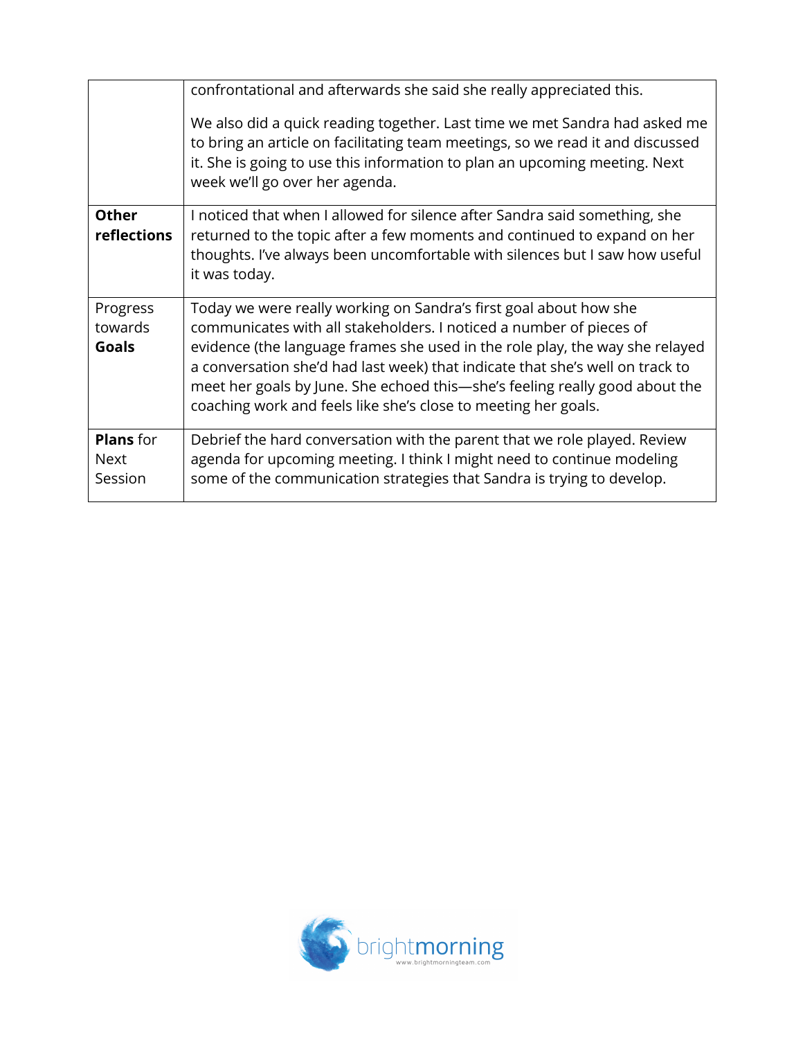| | |
|---|---|
| | confrontational and afterwards she said she really appreciated this.<br><br>We also did a quick reading together. Last time we met Sandra had asked me to bring an article on facilitating team meetings, so we read it and discussed it. She is going to use this information to plan an upcoming meeting. Next week we'll go over her agenda. |
| **Other reflections** | I noticed that when I allowed for silence after Sandra said something, she returned to the topic after a few moments and continued to expand on her thoughts. I've always been uncomfortable with silences but I saw how useful it was today. |
| Progress towards **Goals** | Today we were really working on Sandra's first goal about how she communicates with all stakeholders. I noticed a number of pieces of evidence (the language frames she used in the role play, the way she relayed a conversation she'd had last week) that indicate that she's well on track to meet her goals by June. She echoed this—she's feeling really good about the coaching work and feels like she's close to meeting her goals. |
| **Plans** for Next Session | Debrief the hard conversation with the parent that we role played. Review agenda for upcoming meeting. I think I might need to continue modeling some of the communication strategies that Sandra is trying to develop. |